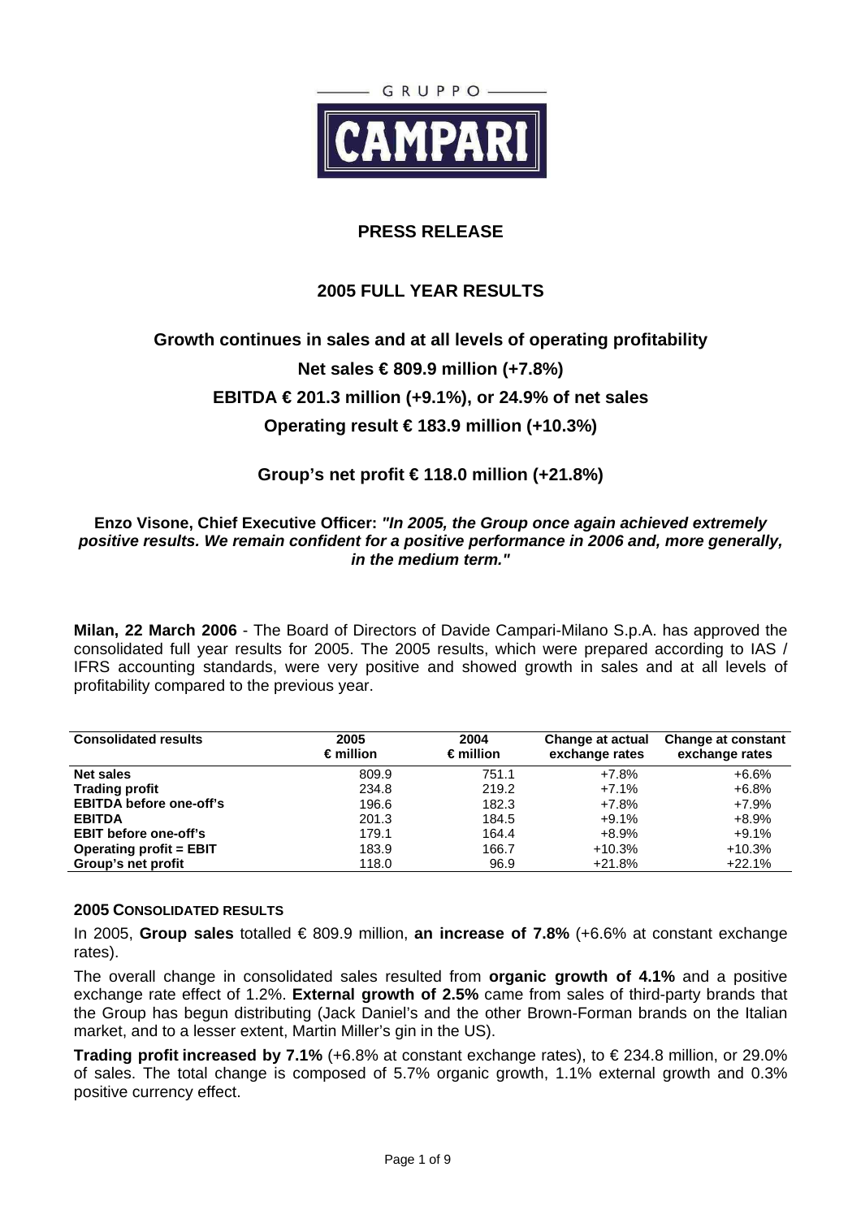GRUPPO

CAMPARI

# PRESS RELEASE

## 2005 FULL YEAR RESULTS

### Growth continues in sales and at all levels of operating profitability

### Net sales € 809.9 million (+7.8%)

### EBITDA € 201.3 million (+9.1%), or 24.9% of net sales

### Operating result € 183.9 million (+10.3%)

### Group's net profit € 118.0 million (+21.8%)

**Enzo Visone, Chief Executive Officer:** ***"In 2005, the Group once again achieved extremely positive results. We remain confident for a positive performance in 2006 and, more generally, in the medium term."***

**Milan, 22 March 2006** - The Board of Directors of Davide Campari-Milano S.p.A. has approved the consolidated full year results for 2005. The 2005 results, which were prepared according to IAS / IFRS accounting standards, were very positive and showed growth in sales and at all levels of profitability compared to the previous year.

| Consolidated results | 2005 € million | 2004 € million | Change at actual exchange rates | Change at constant exchange rates |
|---|---|---|---|---|
| **Net sales** | 809.9 | 751.1 | +7.8% | +6.6% |
| **Trading profit** | 234.8 | 219.2 | +7.1% | +6.8% |
| **EBITDA before one-off's** | 196.6 | 182.3 | +7.8% | +7.9% |
| **EBITDA** | 201.3 | 184.5 | +9.1% | +8.9% |
| **EBIT before one-off's** | 179.1 | 164.4 | +8.9% | +9.1% |
| **Operating profit = EBIT** | 183.9 | 166.7 | +10.3% | +10.3% |
| **Group's net profit** | 118.0 | 96.9 | +21.8% | +22.1% |

### 2005 CONSOLIDATED RESULTS

In 2005, **Group sales** totalled € 809.9 million, **an increase of 7.8%** (+6.6% at constant exchange rates).

The overall change in consolidated sales resulted from **organic growth of 4.1%** and a positive exchange rate effect of 1.2%. **External growth of 2.5%** came from sales of third-party brands that the Group has begun distributing (Jack Daniel's and the other Brown-Forman brands on the Italian market, and to a lesser extent, Martin Miller's gin in the US).

**Trading profit increased by 7.1%** (+6.8% at constant exchange rates), to € 234.8 million, or 29.0% of sales. The total change is composed of 5.7% organic growth, 1.1% external growth and 0.3% positive currency effect.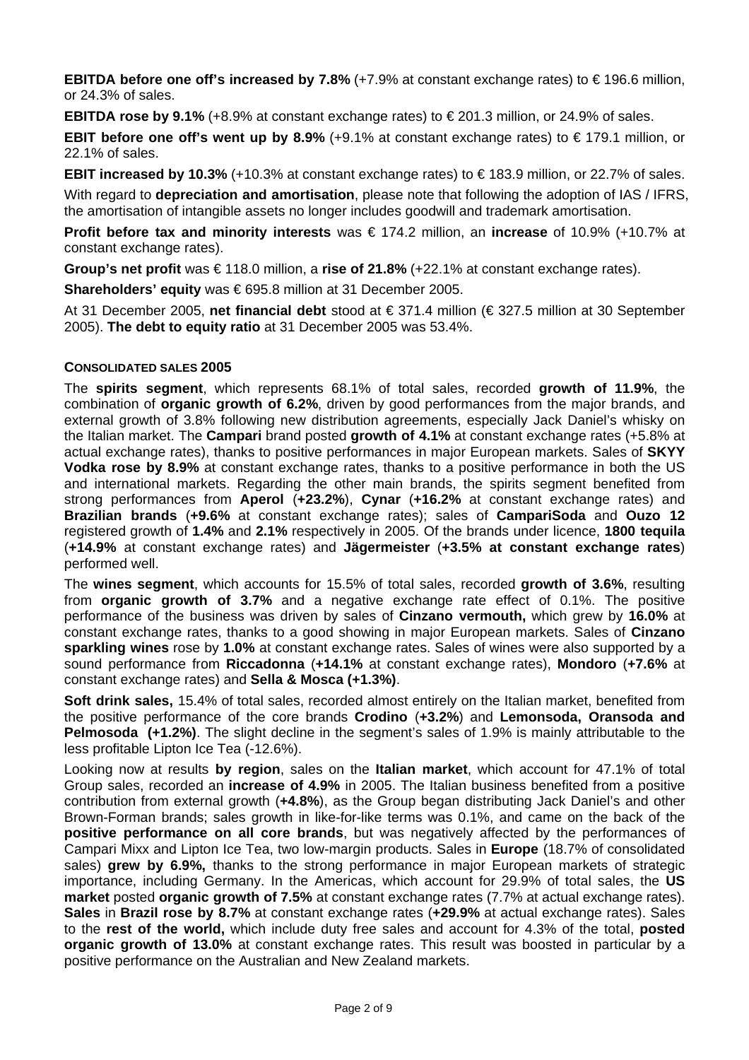**EBITDA before one off's increased by 7.8%** (+7.9% at constant exchange rates) to € 196.6 million, or 24.3% of sales.

**EBITDA rose by 9.1%** (+8.9% at constant exchange rates) to € 201.3 million, or 24.9% of sales.

**EBIT before one off's went up by 8.9%** (+9.1% at constant exchange rates) to € 179.1 million, or 22.1% of sales.

**EBIT increased by 10.3%** (+10.3% at constant exchange rates) to € 183.9 million, or 22.7% of sales.

With regard to **depreciation and amortisation**, please note that following the adoption of IAS / IFRS, the amortisation of intangible assets no longer includes goodwill and trademark amortisation.

**Profit before tax and minority interests** was € 174.2 million, an **increase** of 10.9% (+10.7% at constant exchange rates).

**Group's net profit** was € 118.0 million, a **rise of 21.8%** (+22.1% at constant exchange rates).

**Shareholders' equity** was € 695.8 million at 31 December 2005.

At 31 December 2005, **net financial debt** stood at € 371.4 million (€ 327.5 million at 30 September 2005). **The debt to equity ratio** at 31 December 2005 was 53.4%.

### CONSOLIDATED SALES 2005

The **spirits segment**, which represents 68.1% of total sales, recorded **growth of 11.9%**, the combination of **organic growth of 6.2%**, driven by good performances from the major brands, and external growth of 3.8% following new distribution agreements, especially Jack Daniel's whisky on the Italian market. The **Campari** brand posted **growth of 4.1%** at constant exchange rates (+5.8% at actual exchange rates), thanks to positive performances in major European markets. Sales of **SKYY Vodka rose by 8.9%** at constant exchange rates, thanks to a positive performance in both the US and international markets. Regarding the other main brands, the spirits segment benefited from strong performances from **Aperol** (**+23.2%**), **Cynar** (**+16.2%** at constant exchange rates) and **Brazilian brands** (**+9.6%** at constant exchange rates); sales of **CampariSoda** and **Ouzo 12** registered growth of **1.4%** and **2.1%** respectively in 2005. Of the brands under licence, **1800 tequila** (**+14.9%** at constant exchange rates) and **Jägermeister** (**+3.5% at constant exchange rates**) performed well.

The **wines segment**, which accounts for 15.5% of total sales, recorded **growth of 3.6%**, resulting from **organic growth of 3.7%** and a negative exchange rate effect of 0.1%. The positive performance of the business was driven by sales of **Cinzano vermouth,** which grew by **16.0%** at constant exchange rates, thanks to a good showing in major European markets. Sales of **Cinzano sparkling wines** rose by **1.0%** at constant exchange rates. Sales of wines were also supported by a sound performance from **Riccadonna** (**+14.1%** at constant exchange rates), **Mondoro** (**+7.6%** at constant exchange rates) and **Sella & Mosca (+1.3%)**.

**Soft drink sales,** 15.4% of total sales, recorded almost entirely on the Italian market, benefited from the positive performance of the core brands **Crodino** (**+3.2%**) and **Lemonsoda, Oransoda and Pelmosoda (+1.2%)**. The slight decline in the segment's sales of 1.9% is mainly attributable to the less profitable Lipton Ice Tea (-12.6%).

Looking now at results **by region**, sales on the **Italian market**, which account for 47.1% of total Group sales, recorded an **increase of 4.9%** in 2005. The Italian business benefited from a positive contribution from external growth (**+4.8%**), as the Group began distributing Jack Daniel's and other Brown-Forman brands; sales growth in like-for-like terms was 0.1%, and came on the back of the **positive performance on all core brands**, but was negatively affected by the performances of Campari Mixx and Lipton Ice Tea, two low-margin products. Sales in **Europe** (18.7% of consolidated sales) **grew by 6.9%,** thanks to the strong performance in major European markets of strategic importance, including Germany. In the Americas, which account for 29.9% of total sales, the **US market** posted **organic growth of 7.5%** at constant exchange rates (7.7% at actual exchange rates). **Sales** in **Brazil rose by 8.7%** at constant exchange rates (**+29.9%** at actual exchange rates). Sales to the **rest of the world,** which include duty free sales and account for 4.3% of the total, **posted organic growth of 13.0%** at constant exchange rates. This result was boosted in particular by a positive performance on the Australian and New Zealand markets.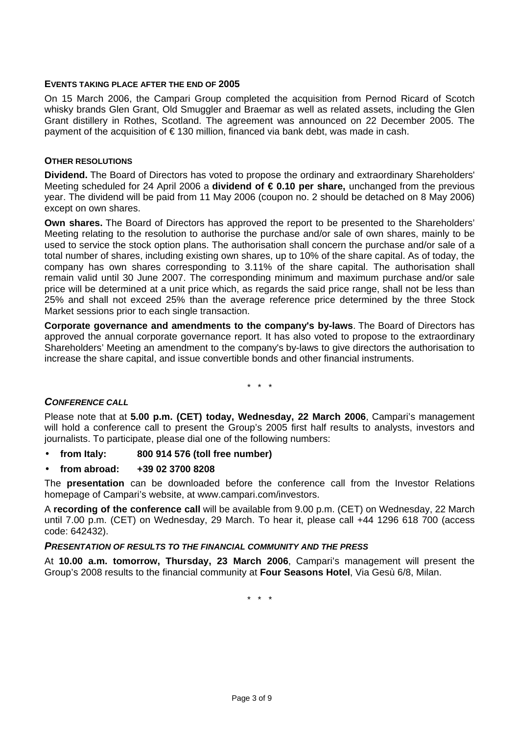## EVENTS TAKING PLACE AFTER THE END OF 2005

On 15 March 2006, the Campari Group completed the acquisition from Pernod Ricard of Scotch whisky brands Glen Grant, Old Smuggler and Braemar as well as related assets, including the Glen Grant distillery in Rothes, Scotland. The agreement was announced on 22 December 2005. The payment of the acquisition of € 130 million, financed via bank debt, was made in cash.

## OTHER RESOLUTIONS

**Dividend.** The Board of Directors has voted to propose the ordinary and extraordinary Shareholders' Meeting scheduled for 24 April 2006 a **dividend of € 0.10 per share,** unchanged from the previous year. The dividend will be paid from 11 May 2006 (coupon no. 2 should be detached on 8 May 2006) except on own shares.

**Own shares.** The Board of Directors has approved the report to be presented to the Shareholders' Meeting relating to the resolution to authorise the purchase and/or sale of own shares, mainly to be used to service the stock option plans. The authorisation shall concern the purchase and/or sale of a total number of shares, including existing own shares, up to 10% of the share capital. As of today, the company has own shares corresponding to 3.11% of the share capital. The authorisation shall remain valid until 30 June 2007. The corresponding minimum and maximum purchase and/or sale price will be determined at a unit price which, as regards the said price range, shall not be less than 25% and shall not exceed 25% than the average reference price determined by the three Stock Market sessions prior to each single transaction.

**Corporate governance and amendments to the company's by-laws**. The Board of Directors has approved the annual corporate governance report. It has also voted to propose to the extraordinary Shareholders' Meeting an amendment to the company's by-laws to give directors the authorisation to increase the share capital, and issue convertible bonds and other financial instruments.

\* \* \*

## *CONFERENCE CALL*

Please note that at **5.00 p.m. (CET) today, Wednesday, 22 March 2006**, Campari's management will hold a conference call to present the Group's 2005 first half results to analysts, investors and journalists. To participate, please dial one of the following numbers:

- **from Italy: 800 914 576 (toll free number)**
- **from abroad: +39 02 3700 8208**

The **presentation** can be downloaded before the conference call from the Investor Relations homepage of Campari's website, at www.campari.com/investors.

A **recording of the conference call** will be available from 9.00 p.m. (CET) on Wednesday, 22 March until 7.00 p.m. (CET) on Wednesday, 29 March. To hear it, please call +44 1296 618 700 (access code: 642432).

## *PRESENTATION OF RESULTS TO THE FINANCIAL COMMUNITY AND THE PRESS*

At **10.00 a.m. tomorrow, Thursday, 23 March 2006**, Campari's management will present the Group's 2008 results to the financial community at **Four Seasons Hotel**, Via Gesù 6/8, Milan.

\* \* \*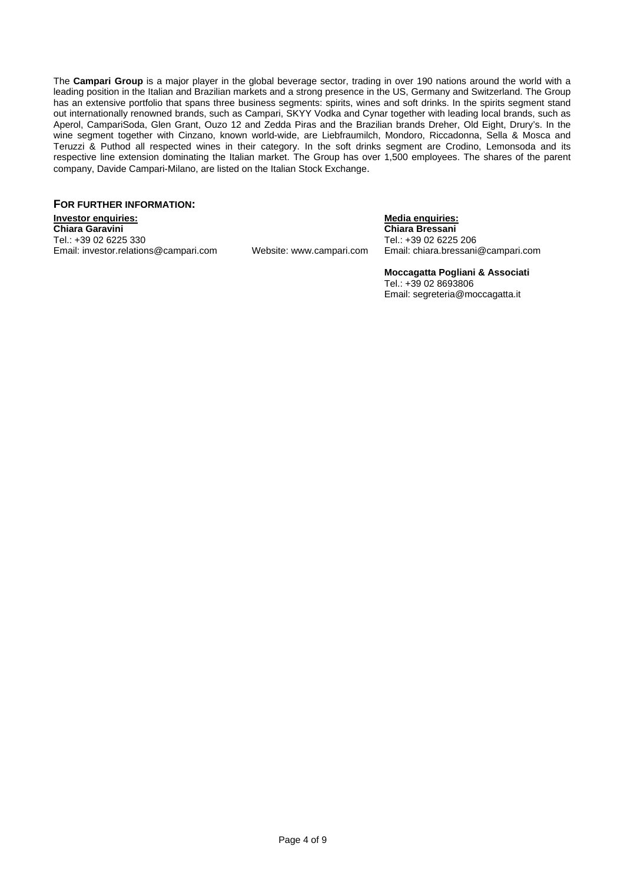The **Campari Group** is a major player in the global beverage sector, trading in over 190 nations around the world with a leading position in the Italian and Brazilian markets and a strong presence in the US, Germany and Switzerland. The Group has an extensive portfolio that spans three business segments: spirits, wines and soft drinks. In the spirits segment stand out internationally renowned brands, such as Campari, SKYY Vodka and Cynar together with leading local brands, such as Aperol, CampariSoda, Glen Grant, Ouzo 12 and Zedda Piras and the Brazilian brands Dreher, Old Eight, Drury's. In the wine segment together with Cinzano, known world-wide, are Liebfraumilch, Mondoro, Riccadonna, Sella & Mosca and Teruzzi & Puthod all respected wines in their category. In the soft drinks segment are Crodino, Lemonsoda and its respective line extension dominating the Italian market. The Group has over 1,500 employees. The shares of the parent company, Davide Campari-Milano, are listed on the Italian Stock Exchange.

## For further information:

**Investor enquiries:**
**Chiara Garavini**
Tel.: +39 02 6225 330
Email: investor.relations@campari.com

Website: www.campari.com

**Media enquiries:**
**Chiara Bressani**
Tel.: +39 02 6225 206
Email: chiara.bressani@campari.com

**Moccagatta Pogliani & Associati**
Tel.: +39 02 8693806
Email: segreteria@moccagatta.it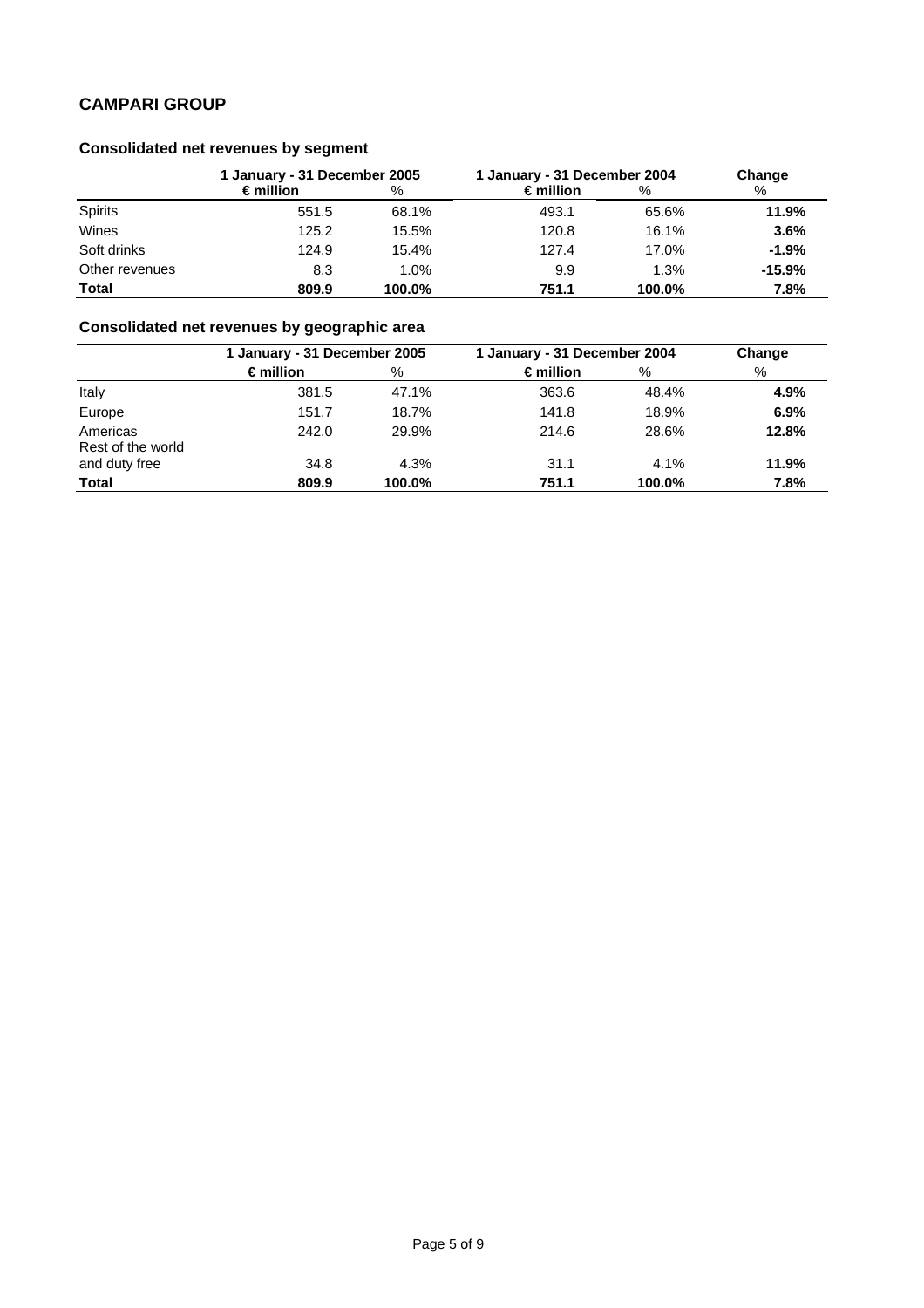## CAMPARI GROUP

### Consolidated net revenues by segment

| | 1 January - 31 December 2005 | | 1 January - 31 December 2004 | | Change |
|---|---|---|---|---|---|
| | € million | % | € million | % | % |
| Spirits | 551.5 | 68.1% | 493.1 | 65.6% | **11.9%** |
| Wines | 125.2 | 15.5% | 120.8 | 16.1% | **3.6%** |
| Soft drinks | 124.9 | 15.4% | 127.4 | 17.0% | **-1.9%** |
| Other revenues | 8.3 | 1.0% | 9.9 | 1.3% | **-15.9%** |
| **Total** | **809.9** | **100.0%** | **751.1** | **100.0%** | **7.8%** |

### Consolidated net revenues by geographic area

| | 1 January - 31 December 2005 | | 1 January - 31 December 2004 | | Change |
|---|---|---|---|---|---|
| | € million | % | € million | % | % |
| Italy | 381.5 | 47.1% | 363.6 | 48.4% | **4.9%** |
| Europe | 151.7 | 18.7% | 141.8 | 18.9% | **6.9%** |
| Americas | 242.0 | 29.9% | 214.6 | 28.6% | **12.8%** |
| Rest of the world and duty free | 34.8 | 4.3% | 31.1 | 4.1% | **11.9%** |
| **Total** | **809.9** | **100.0%** | **751.1** | **100.0%** | **7.8%** |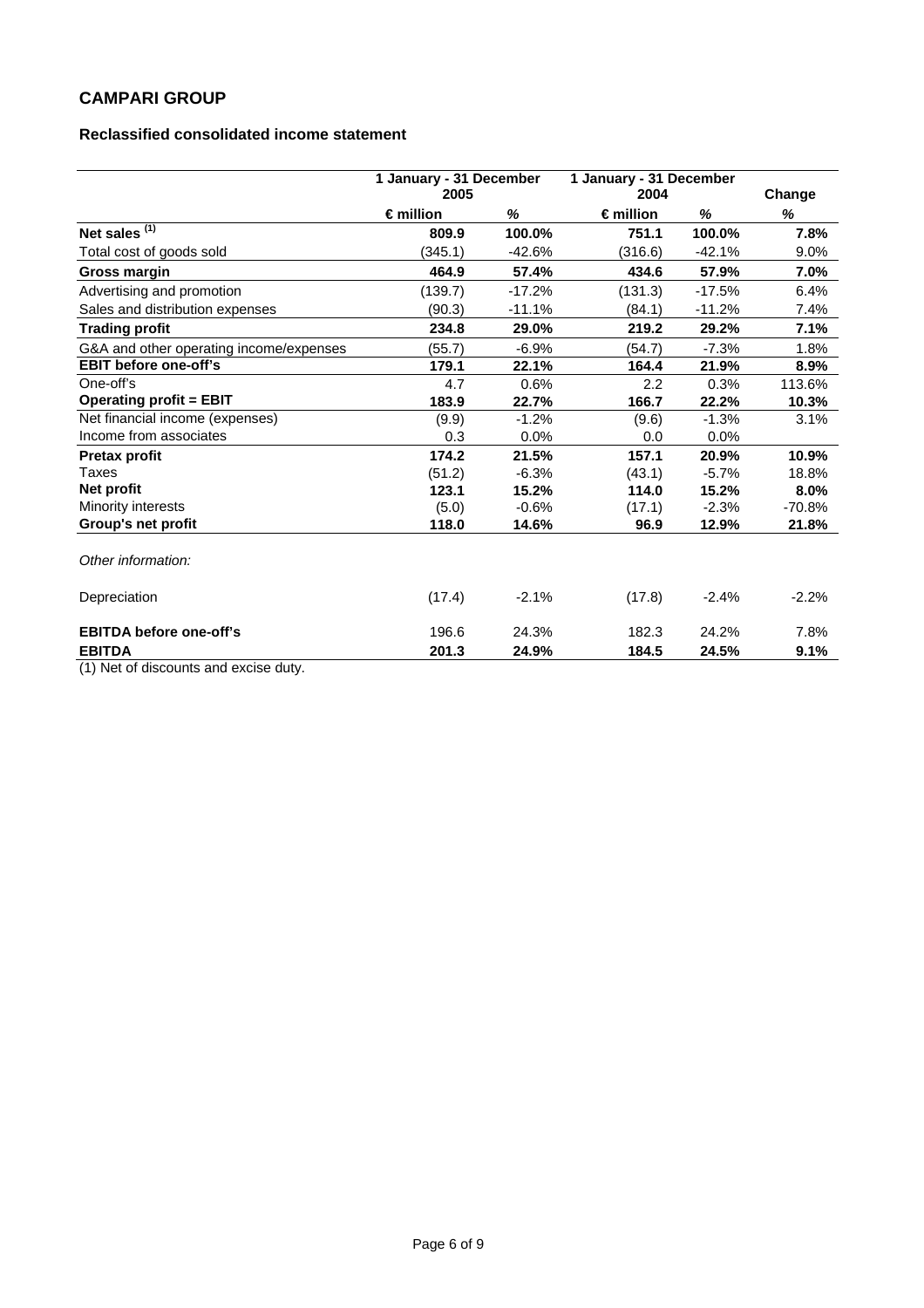## CAMPARI GROUP

### Reclassified consolidated income statement

| | 1 January - 31 December 2005 | | 1 January - 31 December 2004 | | Change |
|---|---|---|---|---|---|
| | € million | % | € million | % | % |
| **Net sales [1]** | **809.9** | **100.0%** | **751.1** | **100.0%** | **7.8%** |
| Total cost of goods sold | (345.1) | -42.6% | (316.6) | -42.1% | 9.0% |
| **Gross margin** | **464.9** | **57.4%** | **434.6** | **57.9%** | **7.0%** |
| Advertising and promotion | (139.7) | -17.2% | (131.3) | -17.5% | 6.4% |
| Sales and distribution expenses | (90.3) | -11.1% | (84.1) | -11.2% | 7.4% |
| **Trading profit** | **234.8** | **29.0%** | **219.2** | **29.2%** | **7.1%** |
| G&A and other operating income/expenses | (55.7) | -6.9% | (54.7) | -7.3% | 1.8% |
| **EBIT before one-off's** | **179.1** | **22.1%** | **164.4** | **21.9%** | **8.9%** |
| One-off's | 4.7 | 0.6% | 2.2 | 0.3% | 113.6% |
| **Operating profit = EBIT** | **183.9** | **22.7%** | **166.7** | **22.2%** | **10.3%** |
| Net financial income (expenses) | (9.9) | -1.2% | (9.6) | -1.3% | 3.1% |
| Income from associates | 0.3 | 0.0% | 0.0 | 0.0% | |
| **Pretax profit** | **174.2** | **21.5%** | **157.1** | **20.9%** | **10.9%** |
| Taxes | (51.2) | -6.3% | (43.1) | -5.7% | 18.8% |
| **Net profit** | **123.1** | **15.2%** | **114.0** | **15.2%** | **8.0%** |
| Minority interests | (5.0) | -0.6% | (17.1) | -2.3% | -70.8% |
| **Group's net profit** | **118.0** | **14.6%** | **96.9** | **12.9%** | **21.8%** |
| *Other information:* | | | | | |
| Depreciation | (17.4) | -2.1% | (17.8) | -2.4% | -2.2% |
| **EBITDA before one-off's** | 196.6 | 24.3% | 182.3 | 24.2% | 7.8% |
| **EBITDA** | **201.3** | **24.9%** | **184.5** | **24.5%** | **9.1%** |

(1) Net of discounts and excise duty.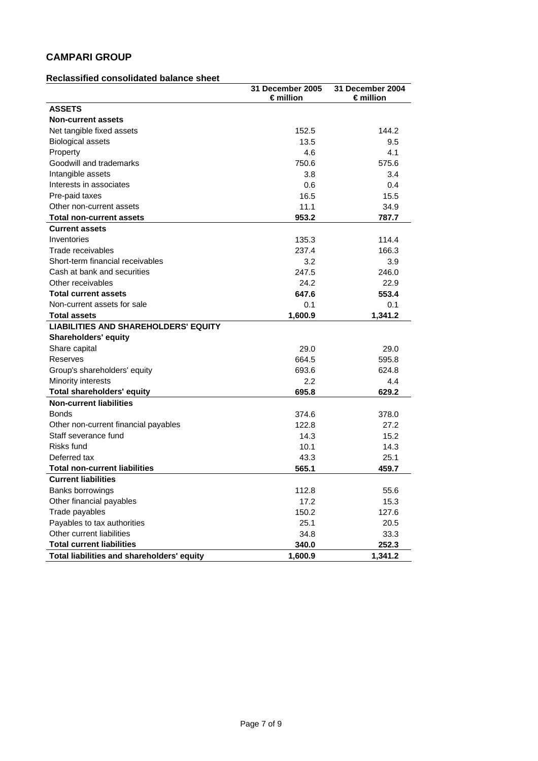# CAMPARI GROUP

## Reclassified consolidated balance sheet

| | 31 December 2005 € million | 31 December 2004 € million |
|---|---|---|
| **ASSETS** | | |
| **Non-current assets** | | |
| Net tangible fixed assets | 152.5 | 144.2 |
| Biological assets | 13.5 | 9.5 |
| Property | 4.6 | 4.1 |
| Goodwill and trademarks | 750.6 | 575.6 |
| Intangible assets | 3.8 | 3.4 |
| Interests in associates | 0.6 | 0.4 |
| Pre-paid taxes | 16.5 | 15.5 |
| Other non-current assets | 11.1 | 34.9 |
| **Total non-current assets** | **953.2** | **787.7** |
| **Current assets** | | |
| Inventories | 135.3 | 114.4 |
| Trade receivables | 237.4 | 166.3 |
| Short-term financial receivables | 3.2 | 3.9 |
| Cash at bank and securities | 247.5 | 246.0 |
| Other receivables | 24.2 | 22.9 |
| **Total current assets** | **647.6** | **553.4** |
| Non-current assets for sale | 0.1 | 0.1 |
| **Total assets** | **1,600.9** | **1,341.2** |
| **LIABILITIES AND SHAREHOLDERS' EQUITY** | | |
| **Shareholders' equity** | | |
| Share capital | 29.0 | 29.0 |
| Reserves | 664.5 | 595.8 |
| Group's shareholders' equity | 693.6 | 624.8 |
| Minority interests | 2.2 | 4.4 |
| **Total shareholders' equity** | **695.8** | **629.2** |
| **Non-current liabilities** | | |
| Bonds | 374.6 | 378.0 |
| Other non-current financial payables | 122.8 | 27.2 |
| Staff severance fund | 14.3 | 15.2 |
| Risks fund | 10.1 | 14.3 |
| Deferred tax | 43.3 | 25.1 |
| **Total non-current liabilities** | **565.1** | **459.7** |
| **Current liabilities** | | |
| Banks borrowings | 112.8 | 55.6 |
| Other financial payables | 17.2 | 15.3 |
| Trade payables | 150.2 | 127.6 |
| Payables to tax authorities | 25.1 | 20.5 |
| Other current liabilities | 34.8 | 33.3 |
| **Total current liabilities** | **340.0** | **252.3** |
| **Total liabilities and shareholders' equity** | **1,600.9** | **1,341.2** |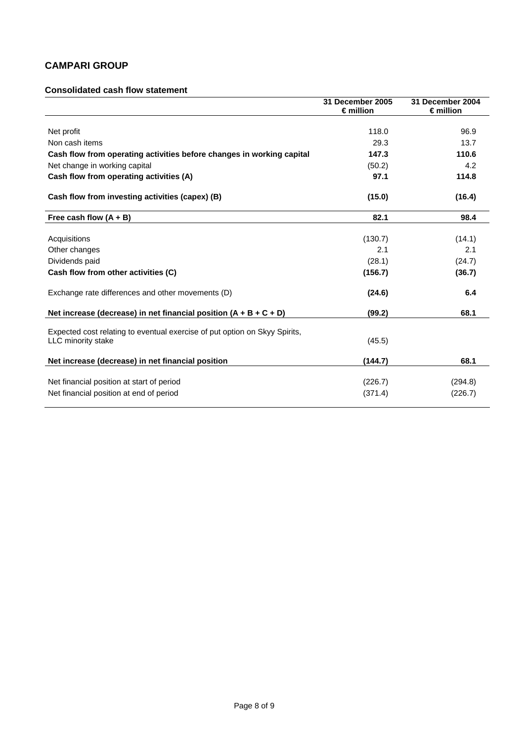## CAMPARI GROUP

### Consolidated cash flow statement

| | 31 December 2005 € million | 31 December 2004 € million |
|---|---|---|
| Net profit | 118.0 | 96.9 |
| Non cash items | 29.3 | 13.7 |
| **Cash flow from operating activities before changes in working capital** | **147.3** | **110.6** |
| Net change in working capital | (50.2) | 4.2 |
| **Cash flow from operating activities (A)** | **97.1** | **114.8** |
| **Cash flow from investing activities (capex) (B)** | **(15.0)** | **(16.4)** |
| **Free cash flow (A + B)** | **82.1** | **98.4** |
| Acquisitions | (130.7) | (14.1) |
| Other changes | 2.1 | 2.1 |
| Dividends paid | (28.1) | (24.7) |
| **Cash flow from other activities (C)** | **(156.7)** | **(36.7)** |
| Exchange rate differences and other movements (D) | **(24.6)** | **6.4** |
| **Net increase (decrease) in net financial position (A + B + C + D)** | **(99.2)** | **68.1** |
| Expected cost relating to eventual exercise of put option on Skyy Spirits, LLC minority stake | (45.5) | |
| **Net increase (decrease) in net financial position** | **(144.7)** | **68.1** |
| Net financial position at start of period | (226.7) | (294.8) |
| Net financial position at end of period | (371.4) | (226.7) |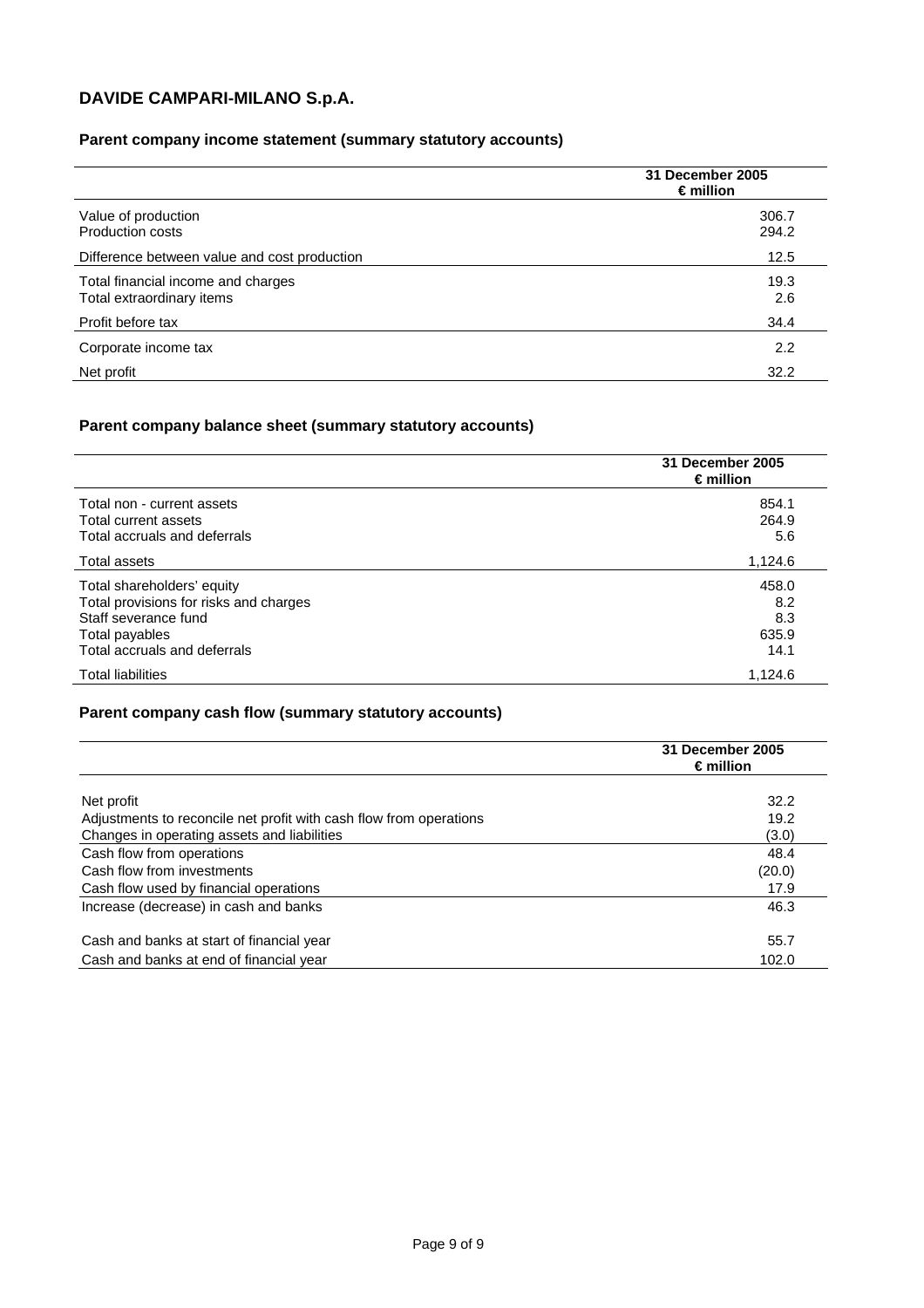# DAVIDE CAMPARI-MILANO S.p.A.

## Parent company income statement (summary statutory accounts)

| | 31 December 2005 € million |
|---|---|
| Value of production | 306.7 |
| Production costs | 294.2 |
| Difference between value and cost production | 12.5 |
| Total financial income and charges | 19.3 |
| Total extraordinary items | 2.6 |
| Profit before tax | 34.4 |
| Corporate income tax | 2.2 |
| Net profit | 32.2 |

## Parent company balance sheet (summary statutory accounts)

| | 31 December 2005 € million |
|---|---|
| Total non - current assets | 854.1 |
| Total current assets | 264.9 |
| Total accruals and deferrals | 5.6 |
| Total assets | 1,124.6 |
| Total shareholders' equity | 458.0 |
| Total provisions for risks and charges | 8.2 |
| Staff severance fund | 8.3 |
| Total payables | 635.9 |
| Total accruals and deferrals | 14.1 |
| Total liabilities | 1,124.6 |

## Parent company cash flow (summary statutory accounts)

| | 31 December 2005 € million |
|---|---|
| Net profit | 32.2 |
| Adjustments to reconcile net profit with cash flow from operations | 19.2 |
| Changes in operating assets and liabilities | (3.0) |
| Cash flow from operations | 48.4 |
| Cash flow from investments | (20.0) |
| Cash flow used by financial operations | 17.9 |
| Increase (decrease) in cash and banks | 46.3 |
| Cash and banks at start of financial year | 55.7 |
| Cash and banks at end of financial year | 102.0 |